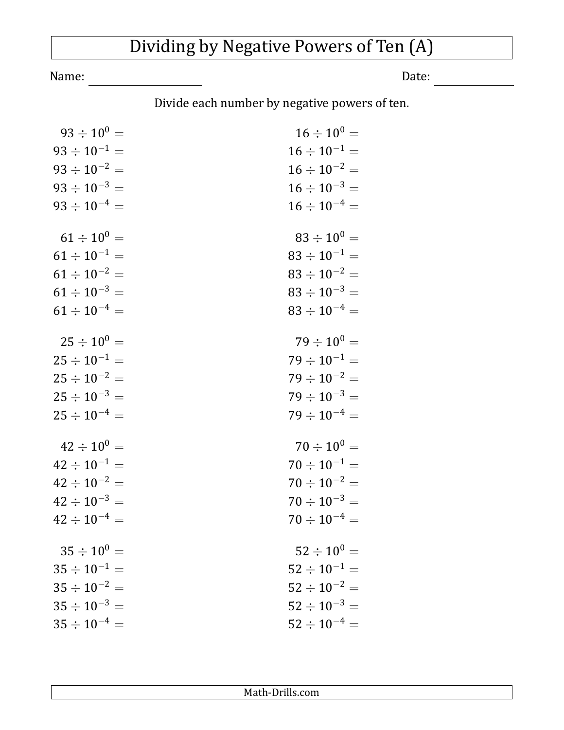# Dividing by Negative Powers of Ten (A)

Name: \_\_\_\_\_\_\_\_\_\_\_\_\_\_\_\_\_\_\_\_ Date: \_\_\_\_\_\_\_\_\_\_\_\_\_\_

Divide each number by negative powers of ten.

$93 \div 10^{0} =$

$93 \div 10^{-1} =$

$93 \div 10^{-2} =$

$93 \div 10^{-3} =$

$93 \div 10^{-4} =$

$61 \div 10^{0} =$

$61 \div 10^{-1} =$

$61 \div 10^{-2} =$

$61 \div 10^{-3} =$

$61 \div 10^{-4} =$

$25 \div 10^{0} =$

$25 \div 10^{-1} =$

$25 \div 10^{-2} =$

$25 \div 10^{-3} =$

$25 \div 10^{-4} =$

$42 \div 10^{0} =$

$42 \div 10^{-1} =$

$42 \div 10^{-2} =$

$42 \div 10^{-3} =$

$42 \div 10^{-4} =$

$35 \div 10^{0} =$

$35 \div 10^{-1} =$

$35 \div 10^{-2} =$

$35 \div 10^{-3} =$

$35 \div 10^{-4} =$

$16 \div 10^{0} =$

$16 \div 10^{-1} =$

$16 \div 10^{-2} =$

$16 \div 10^{-3} =$

$16 \div 10^{-4} =$

$83 \div 10^{0} =$

$83 \div 10^{-1} =$

$83 \div 10^{-2} =$

$83 \div 10^{-3} =$

$83 \div 10^{-4} =$

$79 \div 10^{0} =$

$79 \div 10^{-1} =$

$79 \div 10^{-2} =$

$79 \div 10^{-3} =$

$79 \div 10^{-4} =$

$70 \div 10^{0} =$

$70 \div 10^{-1} =$

$70 \div 10^{-2} =$

$70 \div 10^{-3} =$

$70 \div 10^{-4} =$

$52 \div 10^{0} =$

$52 \div 10^{-1} =$

$52 \div 10^{-2} =$

$52 \div 10^{-3} =$

$52 \div 10^{-4} =$

Math-Drills.com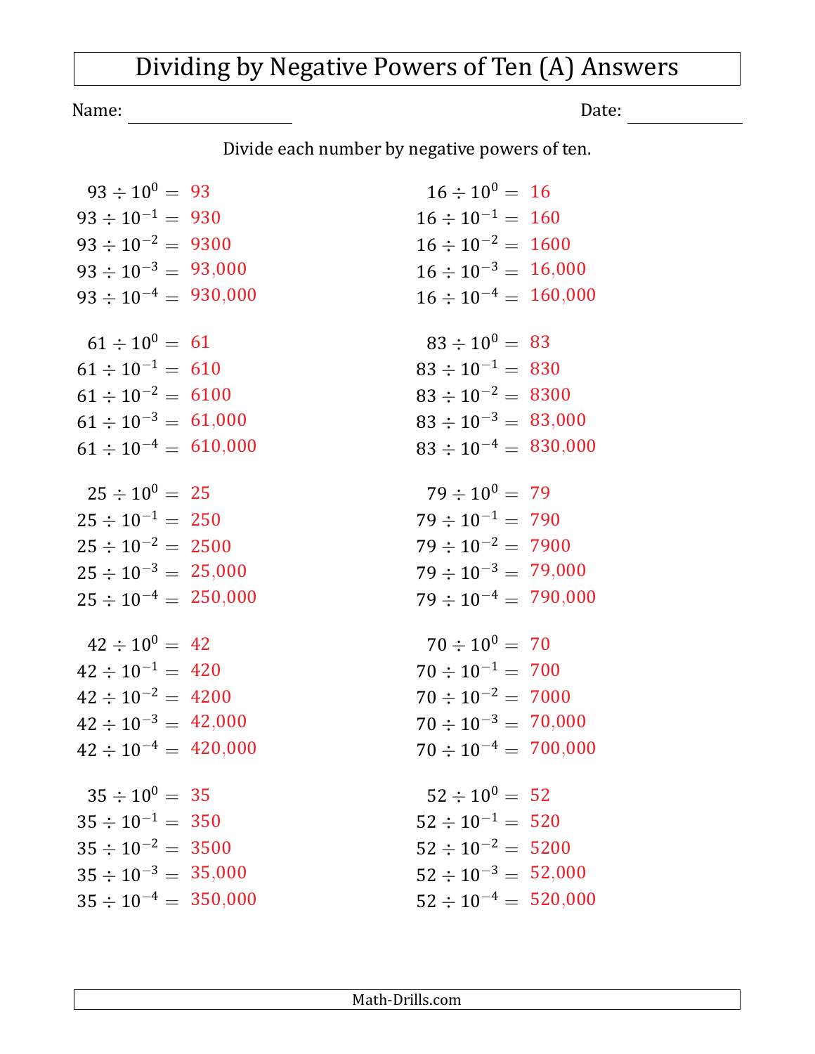# Dividing by Negative Powers of Ten (A) Answers

Name: \_\_\_\_\_\_\_\_\_\_\_\_\_\_\_\_ Date: \_\_\_\_\_\_\_\_\_\_\_\_

Divide each number by negative powers of ten.

$93 \div 10^{0} = 93$
$93 \div 10^{-1} = 930$
$93 \div 10^{-2} = 9300$
$93 \div 10^{-3} = 93{,}000$
$93 \div 10^{-4} = 930{,}000$

$61 \div 10^{0} = 61$
$61 \div 10^{-1} = 610$
$61 \div 10^{-2} = 6100$
$61 \div 10^{-3} = 61{,}000$
$61 \div 10^{-4} = 610{,}000$

$25 \div 10^{0} = 25$
$25 \div 10^{-1} = 250$
$25 \div 10^{-2} = 2500$
$25 \div 10^{-3} = 25{,}000$
$25 \div 10^{-4} = 250{,}000$

$42 \div 10^{0} = 42$
$42 \div 10^{-1} = 420$
$42 \div 10^{-2} = 4200$
$42 \div 10^{-3} = 42{,}000$
$42 \div 10^{-4} = 420{,}000$

$35 \div 10^{0} = 35$
$35 \div 10^{-1} = 350$
$35 \div 10^{-2} = 3500$
$35 \div 10^{-3} = 35{,}000$
$35 \div 10^{-4} = 350{,}000$

$16 \div 10^{0} = 16$
$16 \div 10^{-1} = 160$
$16 \div 10^{-2} = 1600$
$16 \div 10^{-3} = 16{,}000$
$16 \div 10^{-4} = 160{,}000$

$83 \div 10^{0} = 83$
$83 \div 10^{-1} = 830$
$83 \div 10^{-2} = 8300$
$83 \div 10^{-3} = 83{,}000$
$83 \div 10^{-4} = 830{,}000$

$79 \div 10^{0} = 79$
$79 \div 10^{-1} = 790$
$79 \div 10^{-2} = 7900$
$79 \div 10^{-3} = 79{,}000$
$79 \div 10^{-4} = 790{,}000$

$70 \div 10^{0} = 70$
$70 \div 10^{-1} = 700$
$70 \div 10^{-2} = 7000$
$70 \div 10^{-3} = 70{,}000$
$70 \div 10^{-4} = 700{,}000$

$52 \div 10^{0} = 52$
$52 \div 10^{-1} = 520$
$52 \div 10^{-2} = 5200$
$52 \div 10^{-3} = 52{,}000$
$52 \div 10^{-4} = 520{,}000$

Math-Drills.com